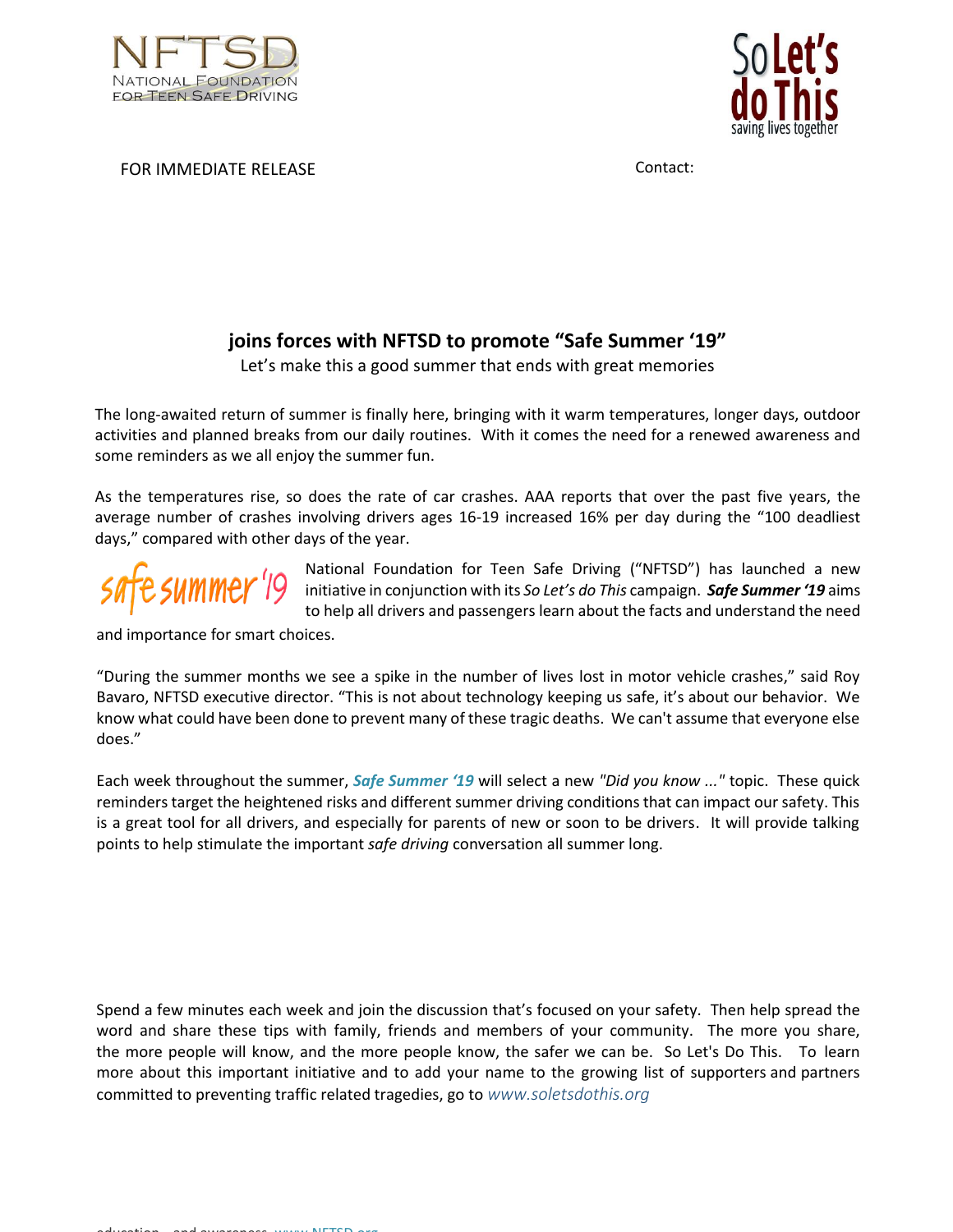NFTSD
NATIONAL FOUNDATION FOR TEEN SAFE DRIVING

So Let's do This
saving lives together

FOR IMMEDIATE RELEASE

Contact:

## joins forces with NFTSD to promote "Safe Summer '19"

Let's make this a good summer that ends with great memories

The long-awaited return of summer is finally here, bringing with it warm temperatures, longer days, outdoor activities and planned breaks from our daily routines. With it comes the need for a renewed awareness and some reminders as we all enjoy the summer fun.

As the temperatures rise, so does the rate of car crashes. AAA reports that over the past five years, the average number of crashes involving drivers ages 16-19 increased 16% per day during the "100 deadliest days," compared with other days of the year.

safe summer '19

National Foundation for Teen Safe Driving ("NFTSD") has launched a new initiative in conjunction with its *So Let's do This* campaign. ***Safe Summer '19*** aims to help all drivers and passengers learn about the facts and understand the need and importance for smart choices.

"During the summer months we see a spike in the number of lives lost in motor vehicle crashes," said Roy Bavaro, NFTSD executive director. "This is not about technology keeping us safe, it's about our behavior. We know what could have been done to prevent many of these tragic deaths. We can't assume that everyone else does."

Each week throughout the summer, ***Safe Summer '19*** will select a new *"Did you know ..."* topic. These quick reminders target the heightened risks and different summer driving conditions that can impact our safety. This is a great tool for all drivers, and especially for parents of new or soon to be drivers. It will provide talking points to help stimulate the important *safe driving* conversation all summer long.

Spend a few minutes each week and join the discussion that's focused on your safety. Then help spread the word and share these tips with family, friends and members of your community. The more you share, the more people will know, and the more people know, the safer we can be. So Let's Do This. To learn more about this important initiative and to add your name to the growing list of supporters and partners committed to preventing traffic related tragedies, go to *www.soletsdothis.org*

education and awareness www.NFTSD.org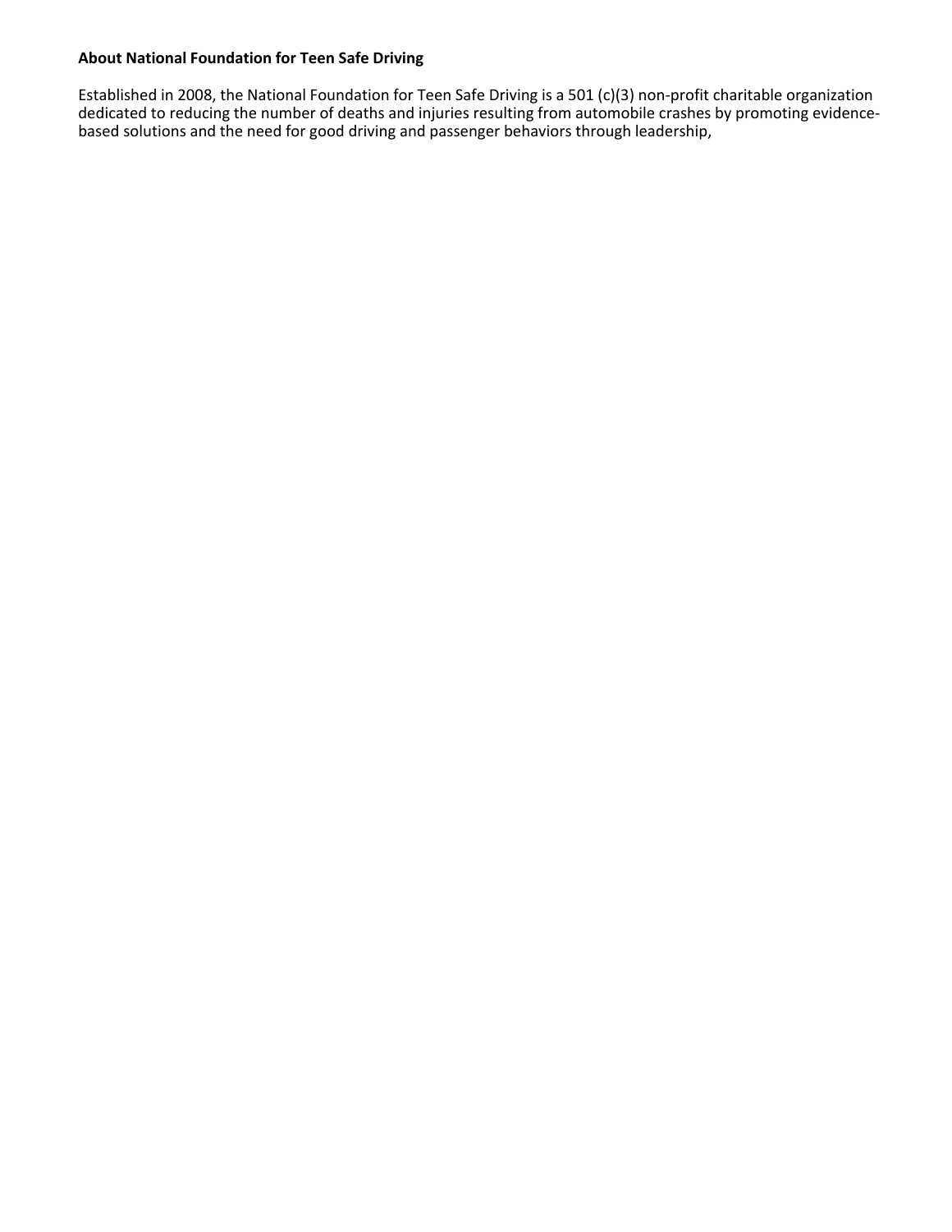**About National Foundation for Teen Safe Driving**

Established in 2008, the National Foundation for Teen Safe Driving is a 501 (c)(3) non-profit charitable organization dedicated to reducing the number of deaths and injuries resulting from automobile crashes by promoting evidence-based solutions and the need for good driving and passenger behaviors through leadership,